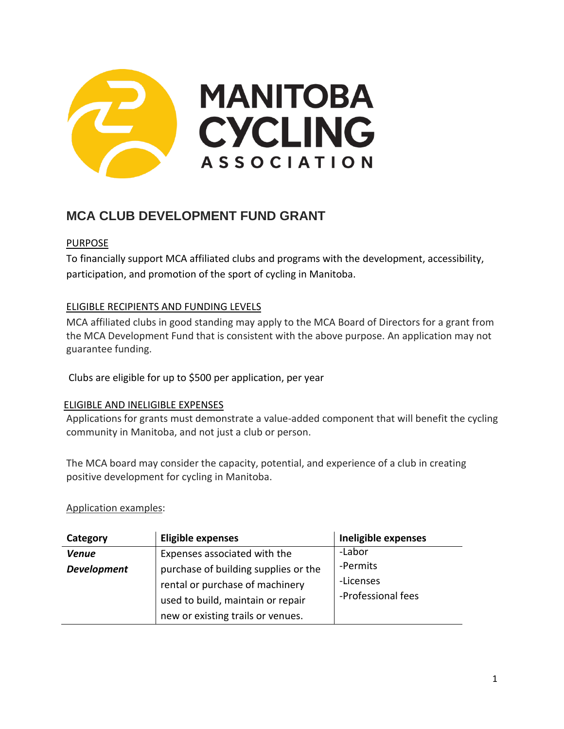MANITOBA CYCLING ASSOCIATION

# MCA CLUB DEVELOPMENT FUND GRANT

## PURPOSE

To financially support MCA affiliated clubs and programs with the development, accessibility, participation, and promotion of the sport of cycling in Manitoba.

## ELIGIBLE RECIPIENTS AND FUNDING LEVELS

MCA affiliated clubs in good standing may apply to the MCA Board of Directors for a grant from the MCA Development Fund that is consistent with the above purpose. An application may not guarantee funding.

Clubs are eligible for up to $500 per application, per year

## ELIGIBLE AND INELIGIBLE EXPENSES

Applications for grants must demonstrate a value-added component that will benefit the cycling community in Manitoba, and not just a club or person.

The MCA board may consider the capacity, potential, and experience of a club in creating positive development for cycling in Manitoba.

Application examples:

| Category | Eligible expenses | Ineligible expenses |
| --- | --- | --- |
| ***Venue Development*** | Expenses associated with the purchase of building supplies or the rental or purchase of machinery used to build, maintain or repair new or existing trails or venues. | -Labor<br>-Permits<br>-Licenses<br>-Professional fees |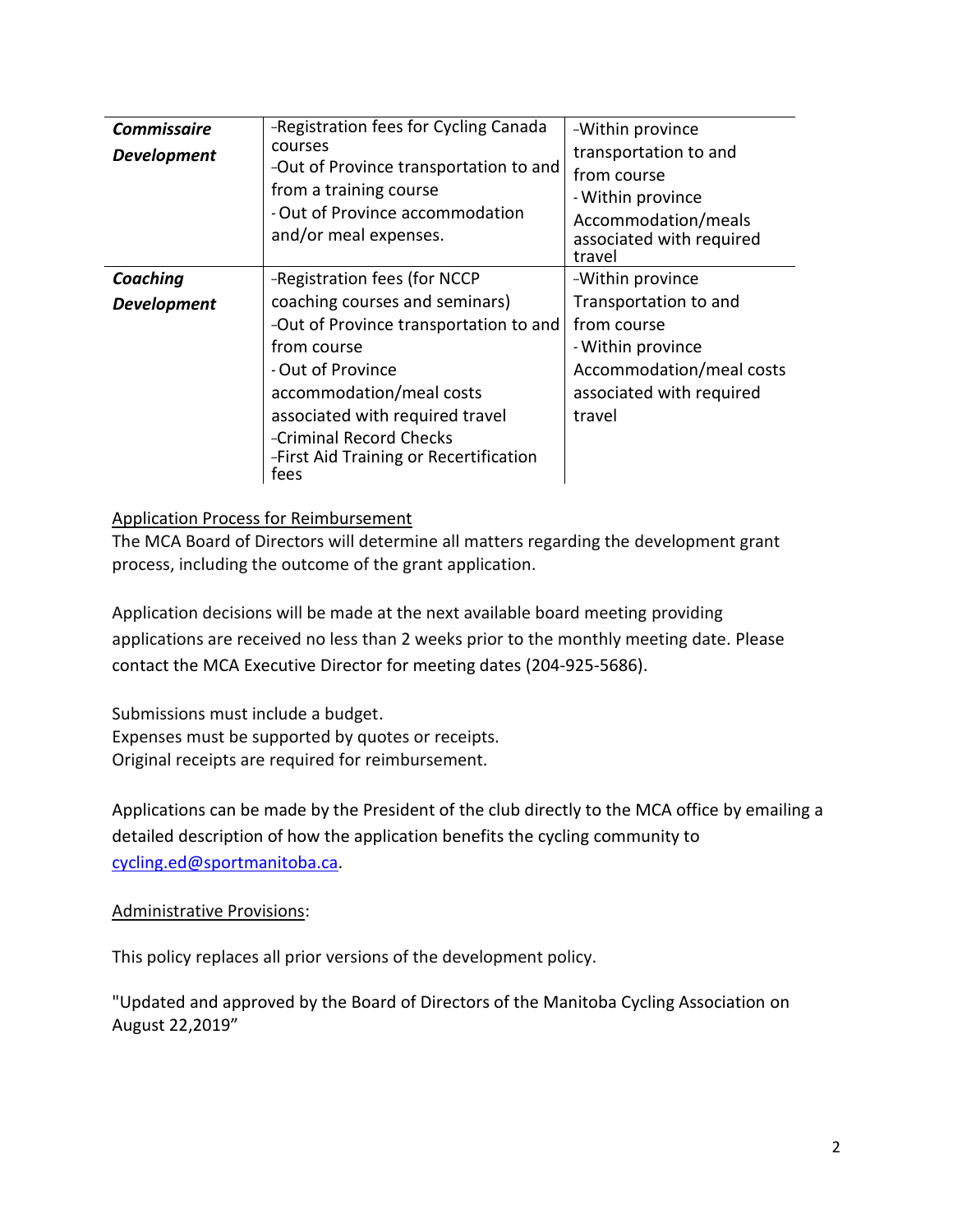| | | |
|---|---|---|
| ***Commissaire Development*** | -Registration fees for Cycling Canada courses<br>-Out of Province transportation to and from a training course<br>- Out of Province accommodation and/or meal expenses. | -Within province transportation to and from course<br>- Within province Accommodation/meals associated with required travel |
| ***Coaching Development*** | -Registration fees (for NCCP coaching courses and seminars)<br>-Out of Province transportation to and from course<br>- Out of Province accommodation/meal costs associated with required travel<br>-Criminal Record Checks<br>-First Aid Training or Recertification fees | -Within province Transportation to and from course<br>- Within province Accommodation/meal costs associated with required travel |

<u>Application Process for Reimbursement</u>

The MCA Board of Directors will determine all matters regarding the development grant process, including the outcome of the grant application.

Application decisions will be made at the next available board meeting providing applications are received no less than 2 weeks prior to the monthly meeting date. Please contact the MCA Executive Director for meeting dates (204-925-5686).

Submissions must include a budget.
Expenses must be supported by quotes or receipts.
Original receipts are required for reimbursement.

Applications can be made by the President of the club directly to the MCA office by emailing a detailed description of how the application benefits the cycling community to cycling.ed@sportmanitoba.ca.

<u>Administrative Provisions</u>:

This policy replaces all prior versions of the development policy.

"Updated and approved by the Board of Directors of the Manitoba Cycling Association on August 22,2019"